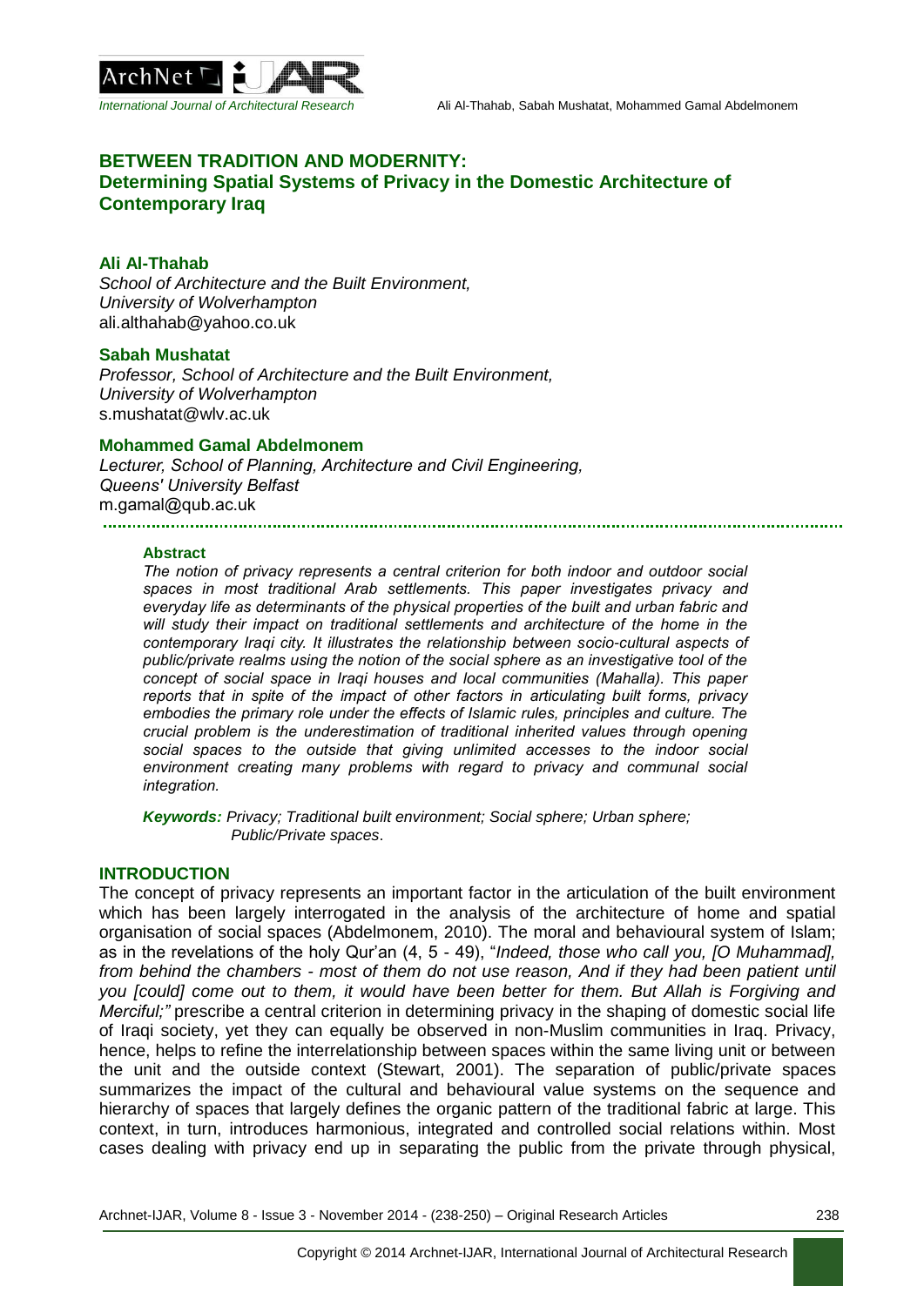# BETWEEN TRADITION AND MODERNITY:
## Determining Spatial Systems of Privacy in the Domestic Architecture of Contemporary Iraq

**Ali Al-Thahab**
*School of Architecture and the Built Environment, University of Wolverhampton*
ali.althahab@yahoo.co.uk

**Sabah Mushatat**
*Professor, School of Architecture and the Built Environment, University of Wolverhampton*
s.mushatat@wlv.ac.uk

**Mohammed Gamal Abdelmonem**
*Lecturer, School of Planning, Architecture and Civil Engineering, Queens' University Belfast*
m.gamal@qub.ac.uk

### Abstract

*The notion of privacy represents a central criterion for both indoor and outdoor social spaces in most traditional Arab settlements. This paper investigates privacy and everyday life as determinants of the physical properties of the built and urban fabric and will study their impact on traditional settlements and architecture of the home in the contemporary Iraqi city. It illustrates the relationship between socio-cultural aspects of public/private realms using the notion of the social sphere as an investigative tool of the concept of social space in Iraqi houses and local communities (Mahalla). This paper reports that in spite of the impact of other factors in articulating built forms, privacy embodies the primary role under the effects of Islamic rules, principles and culture. The crucial problem is the underestimation of traditional inherited values through opening social spaces to the outside that giving unlimited accesses to the indoor social environment creating many problems with regard to privacy and communal social integration.*

***Keywords:*** *Privacy; Traditional built environment; Social sphere; Urban sphere; Public/Private spaces.*

## INTRODUCTION

The concept of privacy represents an important factor in the articulation of the built environment which has been largely interrogated in the analysis of the architecture of home and spatial organisation of social spaces (Abdelmonem, 2010). The moral and behavioural system of Islam; as in the revelations of the holy Qur'an (4, 5 - 49), "*Indeed, those who call you, [O Muhammad], from behind the chambers - most of them do not use reason, And if they had been patient until you [could] come out to them, it would have been better for them. But Allah is Forgiving and Merciful;"* prescribe a central criterion in determining privacy in the shaping of domestic social life of Iraqi society, yet they can equally be observed in non-Muslim communities in Iraq. Privacy, hence, helps to refine the interrelationship between spaces within the same living unit or between the unit and the outside context (Stewart, 2001). The separation of public/private spaces summarizes the impact of the cultural and behavioural value systems on the sequence and hierarchy of spaces that largely defines the organic pattern of the traditional fabric at large. This context, in turn, introduces harmonious, integrated and controlled social relations within. Most cases dealing with privacy end up in separating the public from the private through physical,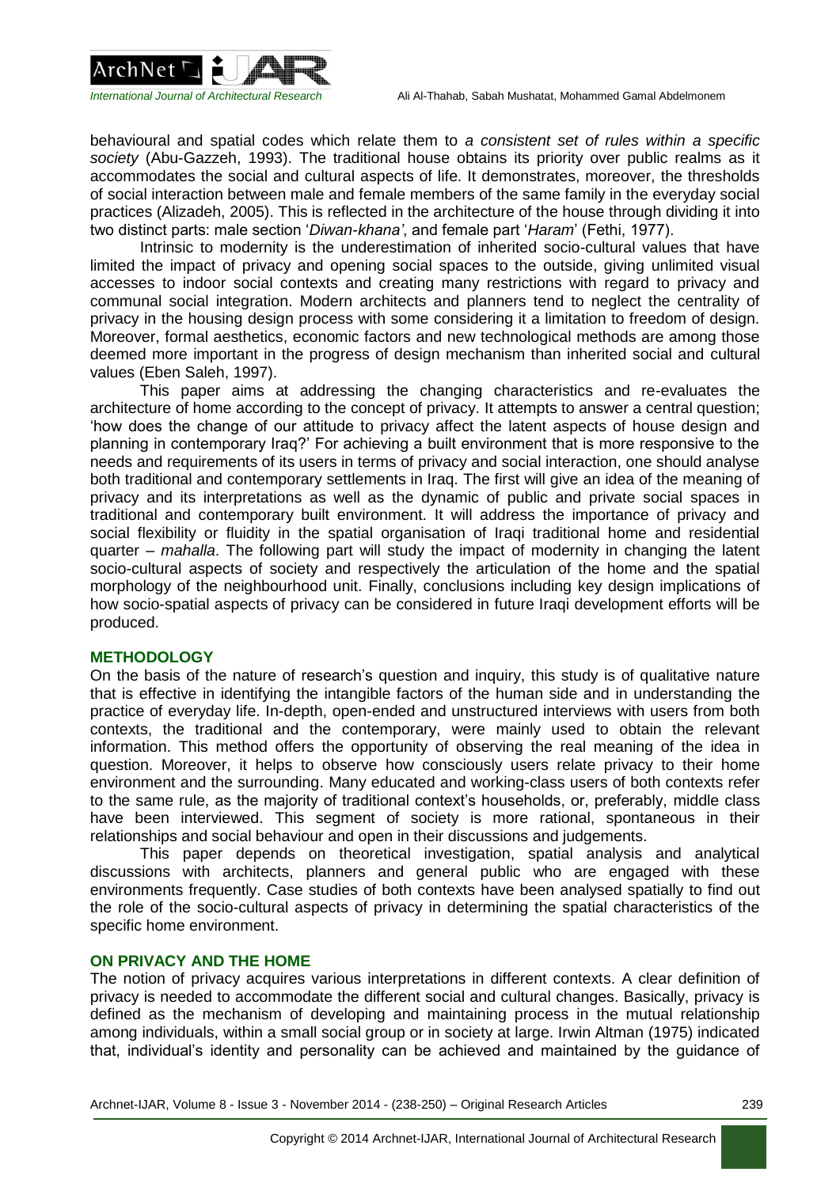behavioural and spatial codes which relate them to *a consistent set of rules within a specific society* (Abu-Gazzeh, 1993). The traditional house obtains its priority over public realms as it accommodates the social and cultural aspects of life. It demonstrates, moreover, the thresholds of social interaction between male and female members of the same family in the everyday social practices (Alizadeh, 2005). This is reflected in the architecture of the house through dividing it into two distinct parts: male section '*Diwan-khana'*, and female part '*Haram*' (Fethi, 1977).

Intrinsic to modernity is the underestimation of inherited socio-cultural values that have limited the impact of privacy and opening social spaces to the outside, giving unlimited visual accesses to indoor social contexts and creating many restrictions with regard to privacy and communal social integration. Modern architects and planners tend to neglect the centrality of privacy in the housing design process with some considering it a limitation to freedom of design. Moreover, formal aesthetics, economic factors and new technological methods are among those deemed more important in the progress of design mechanism than inherited social and cultural values (Eben Saleh, 1997).

This paper aims at addressing the changing characteristics and re-evaluates the architecture of home according to the concept of privacy. It attempts to answer a central question; 'how does the change of our attitude to privacy affect the latent aspects of house design and planning in contemporary Iraq?' For achieving a built environment that is more responsive to the needs and requirements of its users in terms of privacy and social interaction, one should analyse both traditional and contemporary settlements in Iraq. The first will give an idea of the meaning of privacy and its interpretations as well as the dynamic of public and private social spaces in traditional and contemporary built environment. It will address the importance of privacy and social flexibility or fluidity in the spatial organisation of Iraqi traditional home and residential quarter – *mahalla*. The following part will study the impact of modernity in changing the latent socio-cultural aspects of society and respectively the articulation of the home and the spatial morphology of the neighbourhood unit. Finally, conclusions including key design implications of how socio-spatial aspects of privacy can be considered in future Iraqi development efforts will be produced.

## METHODOLOGY

On the basis of the nature of research's question and inquiry, this study is of qualitative nature that is effective in identifying the intangible factors of the human side and in understanding the practice of everyday life. In-depth, open-ended and unstructured interviews with users from both contexts, the traditional and the contemporary, were mainly used to obtain the relevant information. This method offers the opportunity of observing the real meaning of the idea in question. Moreover, it helps to observe how consciously users relate privacy to their home environment and the surrounding. Many educated and working-class users of both contexts refer to the same rule, as the majority of traditional context's households, or, preferably, middle class have been interviewed. This segment of society is more rational, spontaneous in their relationships and social behaviour and open in their discussions and judgements.

This paper depends on theoretical investigation, spatial analysis and analytical discussions with architects, planners and general public who are engaged with these environments frequently. Case studies of both contexts have been analysed spatially to find out the role of the socio-cultural aspects of privacy in determining the spatial characteristics of the specific home environment.

## ON PRIVACY AND THE HOME

The notion of privacy acquires various interpretations in different contexts. A clear definition of privacy is needed to accommodate the different social and cultural changes. Basically, privacy is defined as the mechanism of developing and maintaining process in the mutual relationship among individuals, within a small social group or in society at large. Irwin Altman (1975) indicated that, individual's identity and personality can be achieved and maintained by the guidance of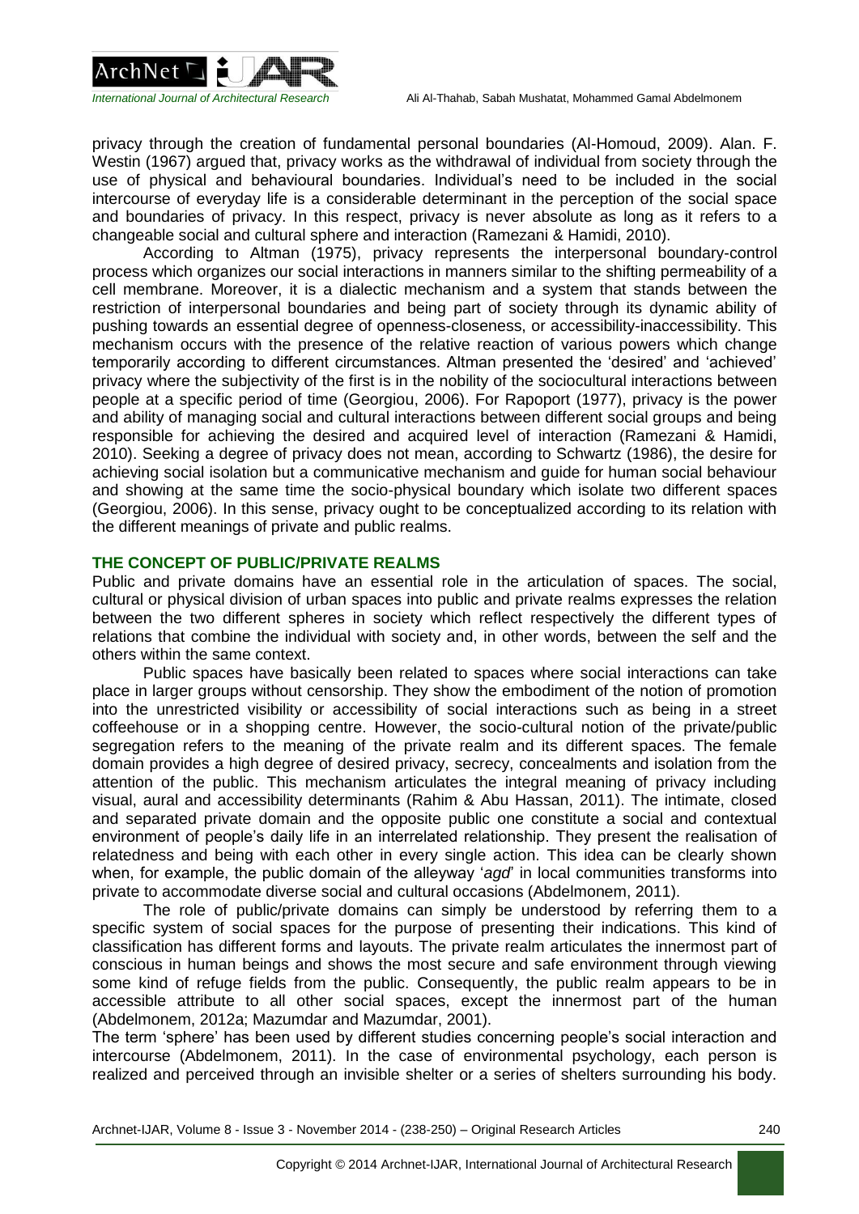privacy through the creation of fundamental personal boundaries (Al-Homoud, 2009). Alan. F. Westin (1967) argued that, privacy works as the withdrawal of individual from society through the use of physical and behavioural boundaries. Individual's need to be included in the social intercourse of everyday life is a considerable determinant in the perception of the social space and boundaries of privacy. In this respect, privacy is never absolute as long as it refers to a changeable social and cultural sphere and interaction (Ramezani & Hamidi, 2010).

According to Altman (1975), privacy represents the interpersonal boundary-control process which organizes our social interactions in manners similar to the shifting permeability of a cell membrane. Moreover, it is a dialectic mechanism and a system that stands between the restriction of interpersonal boundaries and being part of society through its dynamic ability of pushing towards an essential degree of openness-closeness, or accessibility-inaccessibility. This mechanism occurs with the presence of the relative reaction of various powers which change temporarily according to different circumstances. Altman presented the 'desired' and 'achieved' privacy where the subjectivity of the first is in the nobility of the sociocultural interactions between people at a specific period of time (Georgiou, 2006). For Rapoport (1977), privacy is the power and ability of managing social and cultural interactions between different social groups and being responsible for achieving the desired and acquired level of interaction (Ramezani & Hamidi, 2010). Seeking a degree of privacy does not mean, according to Schwartz (1986), the desire for achieving social isolation but a communicative mechanism and guide for human social behaviour and showing at the same time the socio-physical boundary which isolate two different spaces (Georgiou, 2006). In this sense, privacy ought to be conceptualized according to its relation with the different meanings of private and public realms.

## THE CONCEPT OF PUBLIC/PRIVATE REALMS

Public and private domains have an essential role in the articulation of spaces. The social, cultural or physical division of urban spaces into public and private realms expresses the relation between the two different spheres in society which reflect respectively the different types of relations that combine the individual with society and, in other words, between the self and the others within the same context.

Public spaces have basically been related to spaces where social interactions can take place in larger groups without censorship. They show the embodiment of the notion of promotion into the unrestricted visibility or accessibility of social interactions such as being in a street coffeehouse or in a shopping centre. However, the socio-cultural notion of the private/public segregation refers to the meaning of the private realm and its different spaces. The female domain provides a high degree of desired privacy, secrecy, concealments and isolation from the attention of the public. This mechanism articulates the integral meaning of privacy including visual, aural and accessibility determinants (Rahim & Abu Hassan, 2011). The intimate, closed and separated private domain and the opposite public one constitute a social and contextual environment of people's daily life in an interrelated relationship. They present the realisation of relatedness and being with each other in every single action. This idea can be clearly shown when, for example, the public domain of the alleyway '*agd*' in local communities transforms into private to accommodate diverse social and cultural occasions (Abdelmonem, 2011).

The role of public/private domains can simply be understood by referring them to a specific system of social spaces for the purpose of presenting their indications. This kind of classification has different forms and layouts. The private realm articulates the innermost part of conscious in human beings and shows the most secure and safe environment through viewing some kind of refuge fields from the public. Consequently, the public realm appears to be in accessible attribute to all other social spaces, except the innermost part of the human (Abdelmonem, 2012a; Mazumdar and Mazumdar, 2001).

The term 'sphere' has been used by different studies concerning people's social interaction and intercourse (Abdelmonem, 2011). In the case of environmental psychology, each person is realized and perceived through an invisible shelter or a series of shelters surrounding his body.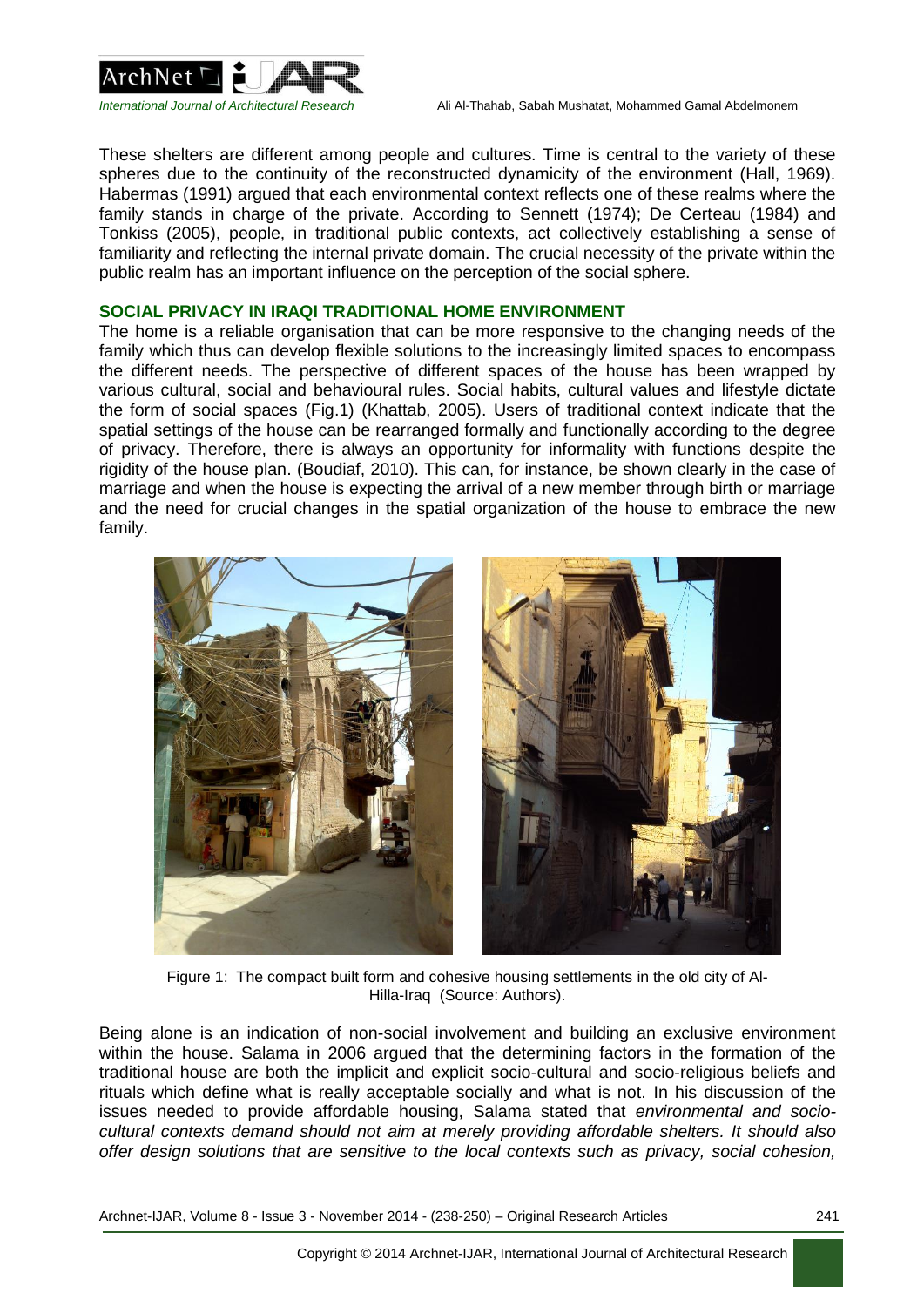These shelters are different among people and cultures. Time is central to the variety of these spheres due to the continuity of the reconstructed dynamicity of the environment (Hall, 1969). Habermas (1991) argued that each environmental context reflects one of these realms where the family stands in charge of the private. According to Sennett (1974); De Certeau (1984) and Tonkiss (2005), people, in traditional public contexts, act collectively establishing a sense of familiarity and reflecting the internal private domain. The crucial necessity of the private within the public realm has an important influence on the perception of the social sphere.

## SOCIAL PRIVACY IN IRAQI TRADITIONAL HOME ENVIRONMENT

The home is a reliable organisation that can be more responsive to the changing needs of the family which thus can develop flexible solutions to the increasingly limited spaces to encompass the different needs. The perspective of different spaces of the house has been wrapped by various cultural, social and behavioural rules. Social habits, cultural values and lifestyle dictate the form of social spaces (Fig.1) (Khattab, 2005). Users of traditional context indicate that the spatial settings of the house can be rearranged formally and functionally according to the degree of privacy. Therefore, there is always an opportunity for informality with functions despite the rigidity of the house plan. (Boudiaf, 2010). This can, for instance, be shown clearly in the case of marriage and when the house is expecting the arrival of a new member through birth or marriage and the need for crucial changes in the spatial organization of the house to embrace the new family.

Figure 1: The compact built form and cohesive housing settlements in the old city of Al-Hilla-Iraq (Source: Authors).

Being alone is an indication of non-social involvement and building an exclusive environment within the house. Salama in 2006 argued that the determining factors in the formation of the traditional house are both the implicit and explicit socio-cultural and socio-religious beliefs and rituals which define what is really acceptable socially and what is not. In his discussion of the issues needed to provide affordable housing, Salama stated that *environmental and socio-cultural contexts demand should not aim at merely providing affordable shelters. It should also offer design solutions that are sensitive to the local contexts such as privacy, social cohesion,*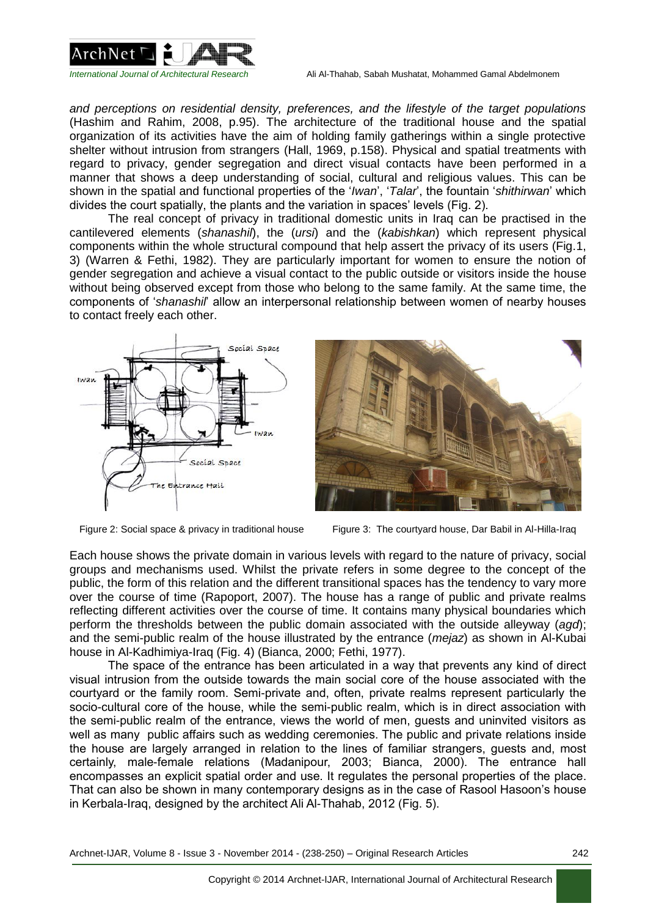*and perceptions on residential density, preferences, and the lifestyle of the target populations* (Hashim and Rahim, 2008, p.95). The architecture of the traditional house and the spatial organization of its activities have the aim of holding family gatherings within a single protective shelter without intrusion from strangers (Hall, 1969, p.158). Physical and spatial treatments with regard to privacy, gender segregation and direct visual contacts have been performed in a manner that shows a deep understanding of social, cultural and religious values. This can be shown in the spatial and functional properties of the '*Iwan*', '*Talar*', the fountain '*shithirwan*' which divides the court spatially, the plants and the variation in spaces' levels (Fig. 2).

The real concept of privacy in traditional domestic units in Iraq can be practised in the cantilevered elements (*shanashil*), the (*ursi*) and the (*kabishkan*) which represent physical components within the whole structural compound that help assert the privacy of its users (Fig.1, 3) (Warren & Fethi, 1982). They are particularly important for women to ensure the notion of gender segregation and achieve a visual contact to the public outside or visitors inside the house without being observed except from those who belong to the same family. At the same time, the components of '*shanashil*' allow an interpersonal relationship between women of nearby houses to contact freely each other.

Figure 2: Social space & privacy in traditional house

Figure 3: The courtyard house, Dar Babil in Al-Hilla-Iraq

Each house shows the private domain in various levels with regard to the nature of privacy, social groups and mechanisms used. Whilst the private refers in some degree to the concept of the public, the form of this relation and the different transitional spaces has the tendency to vary more over the course of time (Rapoport, 2007). The house has a range of public and private realms reflecting different activities over the course of time. It contains many physical boundaries which perform the thresholds between the public domain associated with the outside alleyway (*agd*); and the semi-public realm of the house illustrated by the entrance (*mejaz*) as shown in Al-Kubai house in Al-Kadhimiya-Iraq (Fig. 4) (Bianca, 2000; Fethi, 1977).

The space of the entrance has been articulated in a way that prevents any kind of direct visual intrusion from the outside towards the main social core of the house associated with the courtyard or the family room. Semi-private and, often, private realms represent particularly the socio-cultural core of the house, while the semi-public realm, which is in direct association with the semi-public realm of the entrance, views the world of men, guests and uninvited visitors as well as many public affairs such as wedding ceremonies. The public and private relations inside the house are largely arranged in relation to the lines of familiar strangers, guests and, most certainly, male-female relations (Madanipour, 2003; Bianca, 2000). The entrance hall encompasses an explicit spatial order and use. It regulates the personal properties of the place. That can also be shown in many contemporary designs as in the case of Rasool Hasoon's house in Kerbala-Iraq, designed by the architect Ali Al-Thahab, 2012 (Fig. 5).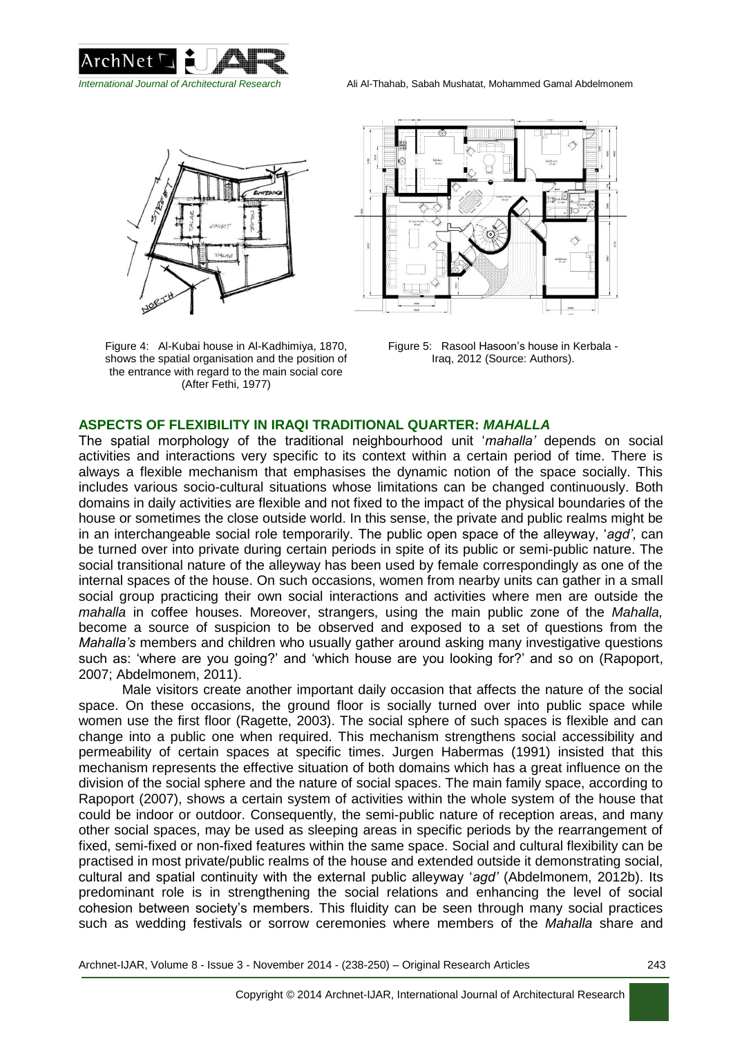Figure 4: Al-Kubai house in Al-Kadhimiya, 1870, shows the spatial organisation and the position of the entrance with regard to the main social core (After Fethi, 1977)

Figure 5: Rasool Hasoon's house in Kerbala - Iraq, 2012 (Source: Authors).

## ASPECTS OF FLEXIBILITY IN IRAQI TRADITIONAL QUARTER: *MAHALLA*

The spatial morphology of the traditional neighbourhood unit '*mahalla'* depends on social activities and interactions very specific to its context within a certain period of time. There is always a flexible mechanism that emphasises the dynamic notion of the space socially. This includes various socio-cultural situations whose limitations can be changed continuously. Both domains in daily activities are flexible and not fixed to the impact of the physical boundaries of the house or sometimes the close outside world. In this sense, the private and public realms might be in an interchangeable social role temporarily. The public open space of the alleyway, '*agd'*, can be turned over into private during certain periods in spite of its public or semi-public nature. The social transitional nature of the alleyway has been used by female correspondingly as one of the internal spaces of the house. On such occasions, women from nearby units can gather in a small social group practicing their own social interactions and activities where men are outside the *mahalla* in coffee houses. Moreover, strangers, using the main public zone of the *Mahalla,* become a source of suspicion to be observed and exposed to a set of questions from the *Mahalla's* members and children who usually gather around asking many investigative questions such as: 'where are you going?' and 'which house are you looking for?' and so on (Rapoport, 2007; Abdelmonem, 2011).

Male visitors create another important daily occasion that affects the nature of the social space. On these occasions, the ground floor is socially turned over into public space while women use the first floor (Ragette, 2003). The social sphere of such spaces is flexible and can change into a public one when required. This mechanism strengthens social accessibility and permeability of certain spaces at specific times. Jurgen Habermas (1991) insisted that this mechanism represents the effective situation of both domains which has a great influence on the division of the social sphere and the nature of social spaces. The main family space, according to Rapoport (2007), shows a certain system of activities within the whole system of the house that could be indoor or outdoor. Consequently, the semi-public nature of reception areas, and many other social spaces, may be used as sleeping areas in specific periods by the rearrangement of fixed, semi-fixed or non-fixed features within the same space. Social and cultural flexibility can be practised in most private/public realms of the house and extended outside it demonstrating social, cultural and spatial continuity with the external public alleyway '*agd'* (Abdelmonem, 2012b). Its predominant role is in strengthening the social relations and enhancing the level of social cohesion between society's members. This fluidity can be seen through many social practices such as wedding festivals or sorrow ceremonies where members of the *Mahalla* share and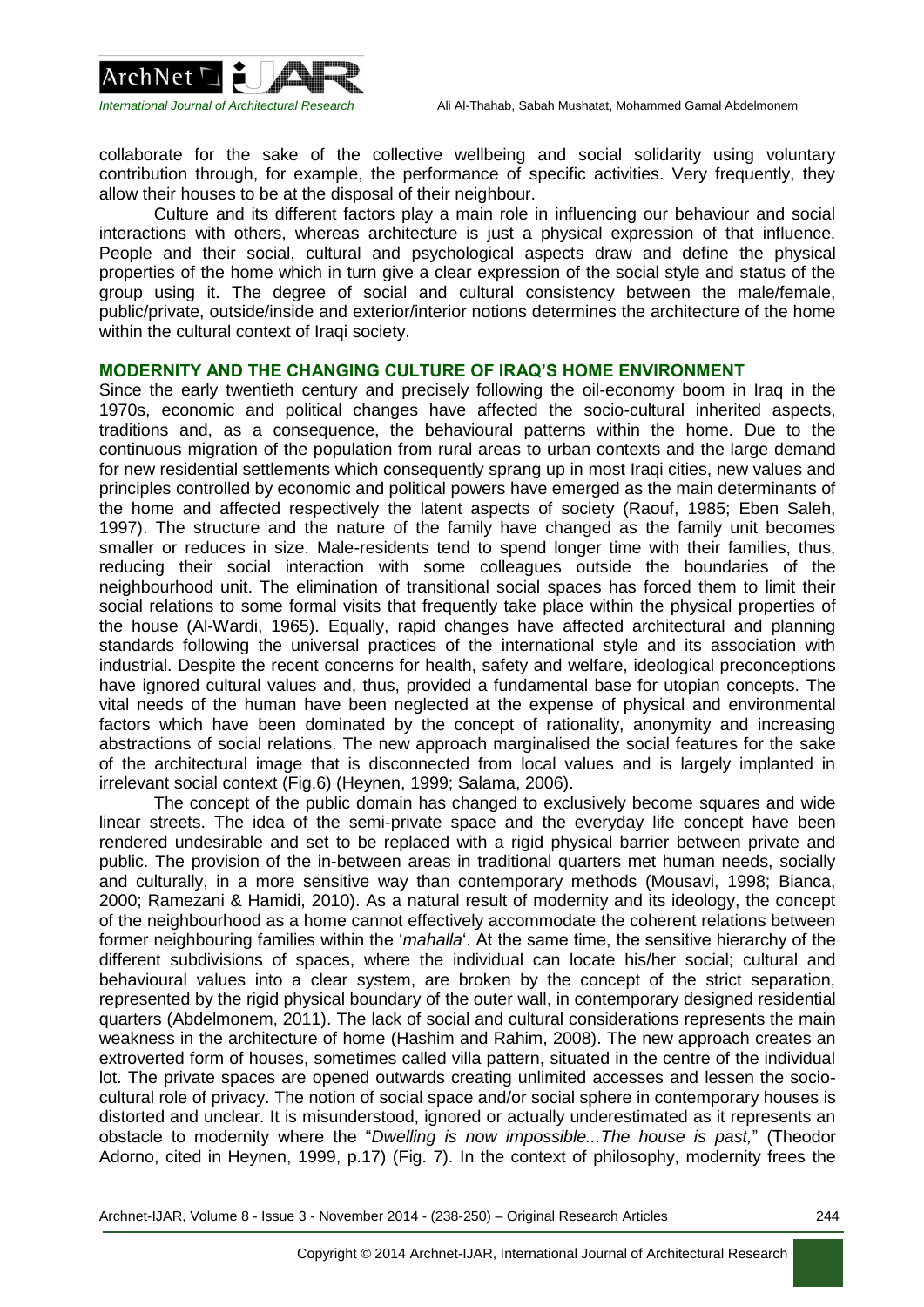collaborate for the sake of the collective wellbeing and social solidarity using voluntary contribution through, for example, the performance of specific activities. Very frequently, they allow their houses to be at the disposal of their neighbour.

Culture and its different factors play a main role in influencing our behaviour and social interactions with others, whereas architecture is just a physical expression of that influence. People and their social, cultural and psychological aspects draw and define the physical properties of the home which in turn give a clear expression of the social style and status of the group using it. The degree of social and cultural consistency between the male/female, public/private, outside/inside and exterior/interior notions determines the architecture of the home within the cultural context of Iraqi society.

## MODERNITY AND THE CHANGING CULTURE OF IRAQ'S HOME ENVIRONMENT

Since the early twentieth century and precisely following the oil-economy boom in Iraq in the 1970s, economic and political changes have affected the socio-cultural inherited aspects, traditions and, as a consequence, the behavioural patterns within the home. Due to the continuous migration of the population from rural areas to urban contexts and the large demand for new residential settlements which consequently sprang up in most Iraqi cities, new values and principles controlled by economic and political powers have emerged as the main determinants of the home and affected respectively the latent aspects of society (Raouf, 1985; Eben Saleh, 1997). The structure and the nature of the family have changed as the family unit becomes smaller or reduces in size. Male-residents tend to spend longer time with their families, thus, reducing their social interaction with some colleagues outside the boundaries of the neighbourhood unit. The elimination of transitional social spaces has forced them to limit their social relations to some formal visits that frequently take place within the physical properties of the house (Al-Wardi, 1965). Equally, rapid changes have affected architectural and planning standards following the universal practices of the international style and its association with industrial. Despite the recent concerns for health, safety and welfare, ideological preconceptions have ignored cultural values and, thus, provided a fundamental base for utopian concepts. The vital needs of the human have been neglected at the expense of physical and environmental factors which have been dominated by the concept of rationality, anonymity and increasing abstractions of social relations. The new approach marginalised the social features for the sake of the architectural image that is disconnected from local values and is largely implanted in irrelevant social context (Fig.6) (Heynen, 1999; Salama, 2006).

The concept of the public domain has changed to exclusively become squares and wide linear streets. The idea of the semi-private space and the everyday life concept have been rendered undesirable and set to be replaced with a rigid physical barrier between private and public. The provision of the in-between areas in traditional quarters met human needs, socially and culturally, in a more sensitive way than contemporary methods (Mousavi, 1998; Bianca, 2000; Ramezani & Hamidi, 2010). As a natural result of modernity and its ideology, the concept of the neighbourhood as a home cannot effectively accommodate the coherent relations between former neighbouring families within the '*mahalla*'. At the same time, the sensitive hierarchy of the different subdivisions of spaces, where the individual can locate his/her social; cultural and behavioural values into a clear system, are broken by the concept of the strict separation, represented by the rigid physical boundary of the outer wall, in contemporary designed residential quarters (Abdelmonem, 2011). The lack of social and cultural considerations represents the main weakness in the architecture of home (Hashim and Rahim, 2008). The new approach creates an extroverted form of houses, sometimes called villa pattern, situated in the centre of the individual lot. The private spaces are opened outwards creating unlimited accesses and lessen the socio-cultural role of privacy. The notion of social space and/or social sphere in contemporary houses is distorted and unclear. It is misunderstood, ignored or actually underestimated as it represents an obstacle to modernity where the "*Dwelling is now impossible...The house is past,*" (Theodor Adorno, cited in Heynen, 1999, p.17) (Fig. 7). In the context of philosophy, modernity frees the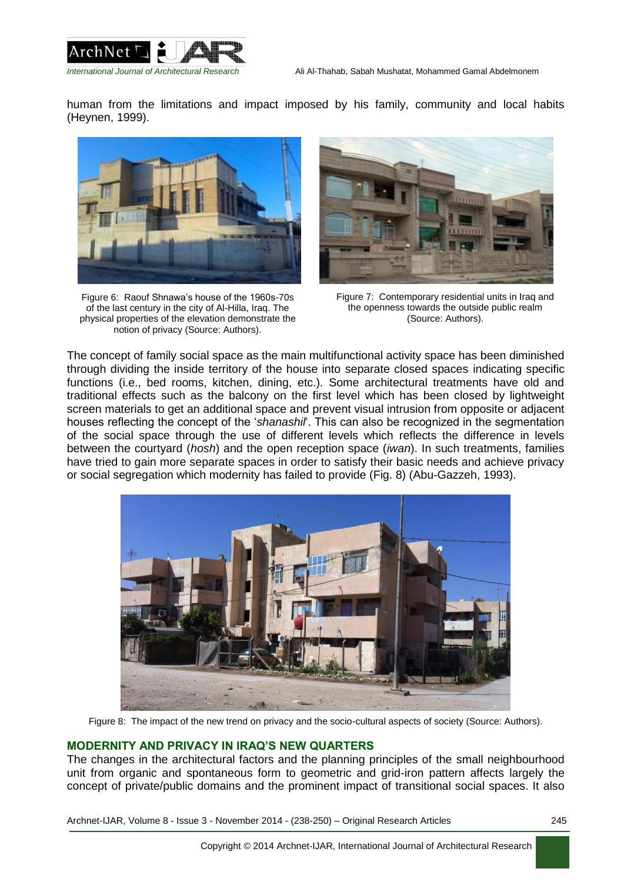human from the limitations and impact imposed by his family, community and local habits (Heynen, 1999).

Figure 6: Raouf Shnawa's house of the 1960s-70s of the last century in the city of Al-Hilla, Iraq. The physical properties of the elevation demonstrate the notion of privacy (Source: Authors).

Figure 7: Contemporary residential units in Iraq and the openness towards the outside public realm (Source: Authors).

The concept of family social space as the main multifunctional activity space has been diminished through dividing the inside territory of the house into separate closed spaces indicating specific functions (i.e., bed rooms, kitchen, dining, etc.). Some architectural treatments have old and traditional effects such as the balcony on the first level which has been closed by lightweight screen materials to get an additional space and prevent visual intrusion from opposite or adjacent houses reflecting the concept of the '*shanashil*'. This can also be recognized in the segmentation of the social space through the use of different levels which reflects the difference in levels between the courtyard (*hosh*) and the open reception space (*iwan*). In such treatments, families have tried to gain more separate spaces in order to satisfy their basic needs and achieve privacy or social segregation which modernity has failed to provide (Fig. 8) (Abu-Gazzeh, 1993).

Figure 8: The impact of the new trend on privacy and the socio-cultural aspects of society (Source: Authors).

## MODERNITY AND PRIVACY IN IRAQ'S NEW QUARTERS

The changes in the architectural factors and the planning principles of the small neighbourhood unit from organic and spontaneous form to geometric and grid-iron pattern affects largely the concept of private/public domains and the prominent impact of transitional social spaces. It also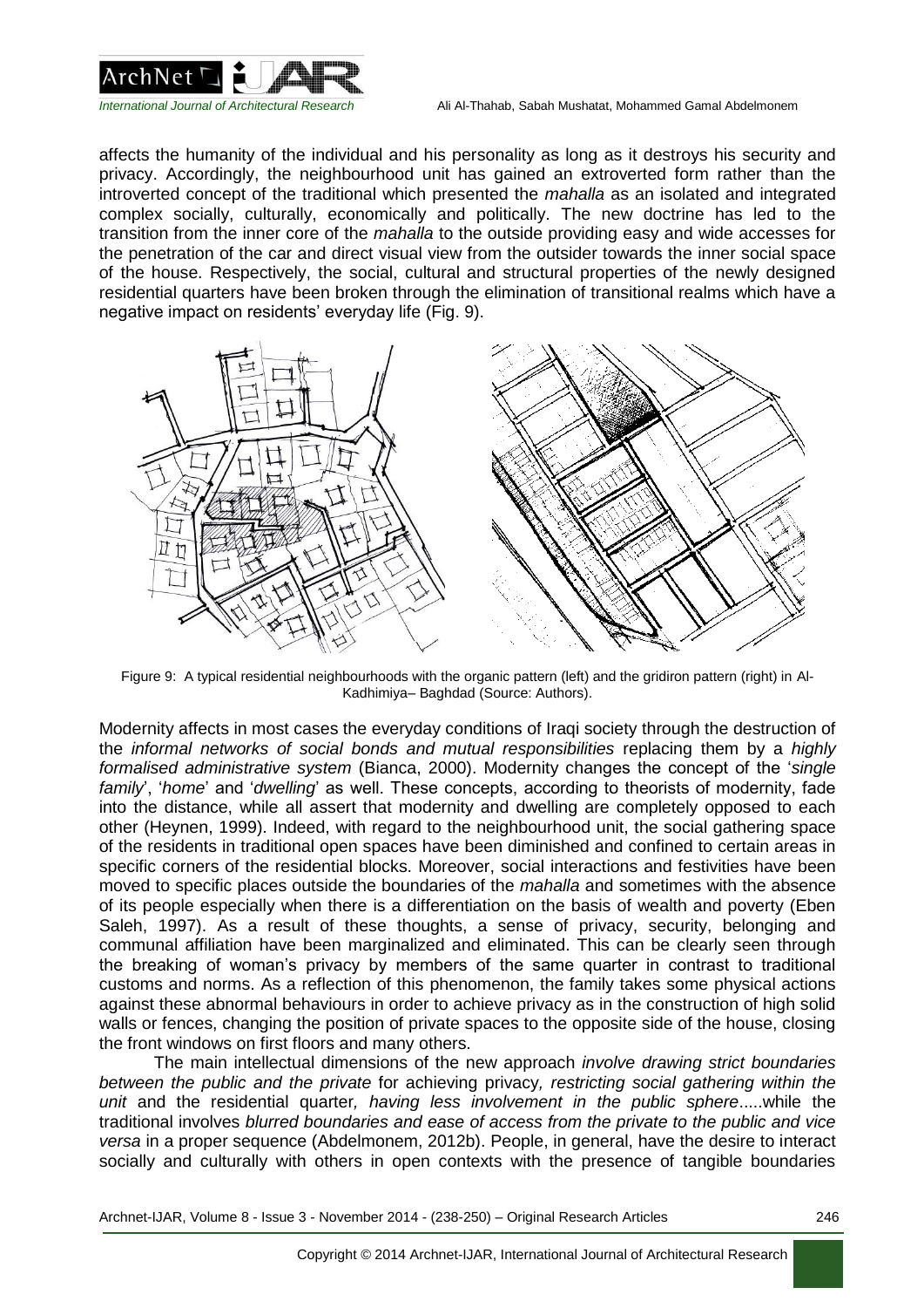affects the humanity of the individual and his personality as long as it destroys his security and privacy. Accordingly, the neighbourhood unit has gained an extroverted form rather than the introverted concept of the traditional which presented the *mahalla* as an isolated and integrated complex socially, culturally, economically and politically. The new doctrine has led to the transition from the inner core of the *mahalla* to the outside providing easy and wide accesses for the penetration of the car and direct visual view from the outsider towards the inner social space of the house. Respectively, the social, cultural and structural properties of the newly designed residential quarters have been broken through the elimination of transitional realms which have a negative impact on residents' everyday life (Fig. 9).

Figure 9: A typical residential neighbourhoods with the organic pattern (left) and the gridiron pattern (right) in Al-Kadhimiya– Baghdad (Source: Authors).

Modernity affects in most cases the everyday conditions of Iraqi society through the destruction of the *informal networks of social bonds and mutual responsibilities* replacing them by a *highly formalised administrative system* (Bianca, 2000). Modernity changes the concept of the '*single family*', '*home*' and '*dwelling*' as well. These concepts, according to theorists of modernity, fade into the distance, while all assert that modernity and dwelling are completely opposed to each other (Heynen, 1999). Indeed, with regard to the neighbourhood unit, the social gathering space of the residents in traditional open spaces have been diminished and confined to certain areas in specific corners of the residential blocks. Moreover, social interactions and festivities have been moved to specific places outside the boundaries of the *mahalla* and sometimes with the absence of its people especially when there is a differentiation on the basis of wealth and poverty (Eben Saleh, 1997). As a result of these thoughts, a sense of privacy, security, belonging and communal affiliation have been marginalized and eliminated. This can be clearly seen through the breaking of woman's privacy by members of the same quarter in contrast to traditional customs and norms. As a reflection of this phenomenon, the family takes some physical actions against these abnormal behaviours in order to achieve privacy as in the construction of high solid walls or fences, changing the position of private spaces to the opposite side of the house, closing the front windows on first floors and many others.

The main intellectual dimensions of the new approach *involve drawing strict boundaries between the public and the private* for achieving privacy*, restricting social gathering within the unit* and the residential quarter*, having less involvement in the public sphere*.....while the traditional involves *blurred boundaries and ease of access from the private to the public and vice versa* in a proper sequence (Abdelmonem, 2012b). People, in general, have the desire to interact socially and culturally with others in open contexts with the presence of tangible boundaries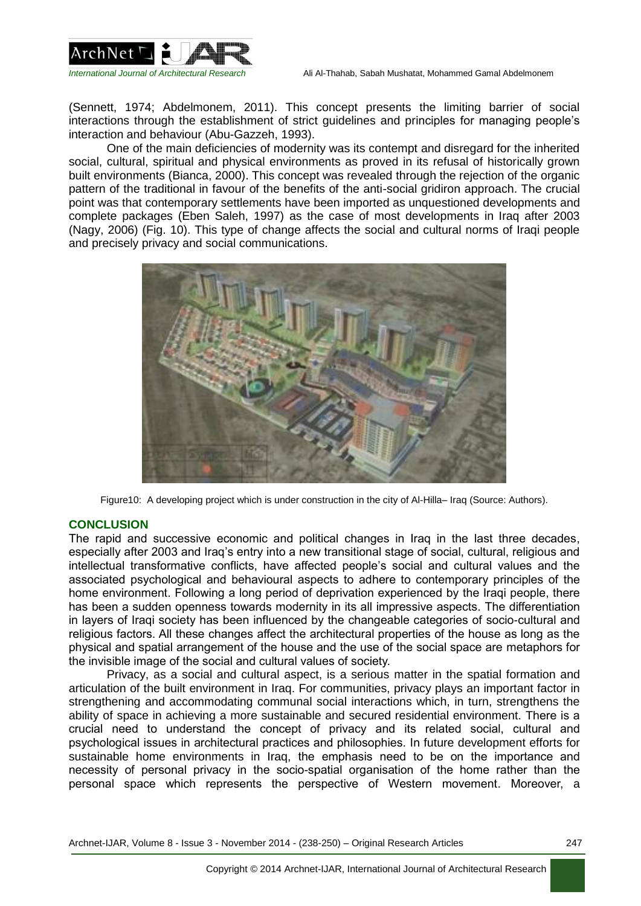(Sennett, 1974; Abdelmonem, 2011). This concept presents the limiting barrier of social interactions through the establishment of strict guidelines and principles for managing people's interaction and behaviour (Abu-Gazzeh, 1993).

One of the main deficiencies of modernity was its contempt and disregard for the inherited social, cultural, spiritual and physical environments as proved in its refusal of historically grown built environments (Bianca, 2000). This concept was revealed through the rejection of the organic pattern of the traditional in favour of the benefits of the anti-social gridiron approach. The crucial point was that contemporary settlements have been imported as unquestioned developments and complete packages (Eben Saleh, 1997) as the case of most developments in Iraq after 2003 (Nagy, 2006) (Fig. 10). This type of change affects the social and cultural norms of Iraqi people and precisely privacy and social communications.

Figure10: A developing project which is under construction in the city of Al-Hilla– Iraq (Source: Authors).

## CONCLUSION

The rapid and successive economic and political changes in Iraq in the last three decades, especially after 2003 and Iraq's entry into a new transitional stage of social, cultural, religious and intellectual transformative conflicts, have affected people's social and cultural values and the associated psychological and behavioural aspects to adhere to contemporary principles of the home environment. Following a long period of deprivation experienced by the Iraqi people, there has been a sudden openness towards modernity in its all impressive aspects. The differentiation in layers of Iraqi society has been influenced by the changeable categories of socio-cultural and religious factors. All these changes affect the architectural properties of the house as long as the physical and spatial arrangement of the house and the use of the social space are metaphors for the invisible image of the social and cultural values of society.

Privacy, as a social and cultural aspect, is a serious matter in the spatial formation and articulation of the built environment in Iraq. For communities, privacy plays an important factor in strengthening and accommodating communal social interactions which, in turn, strengthens the ability of space in achieving a more sustainable and secured residential environment. There is a crucial need to understand the concept of privacy and its related social, cultural and psychological issues in architectural practices and philosophies. In future development efforts for sustainable home environments in Iraq, the emphasis need to be on the importance and necessity of personal privacy in the socio-spatial organisation of the home rather than the personal space which represents the perspective of Western movement. Moreover, a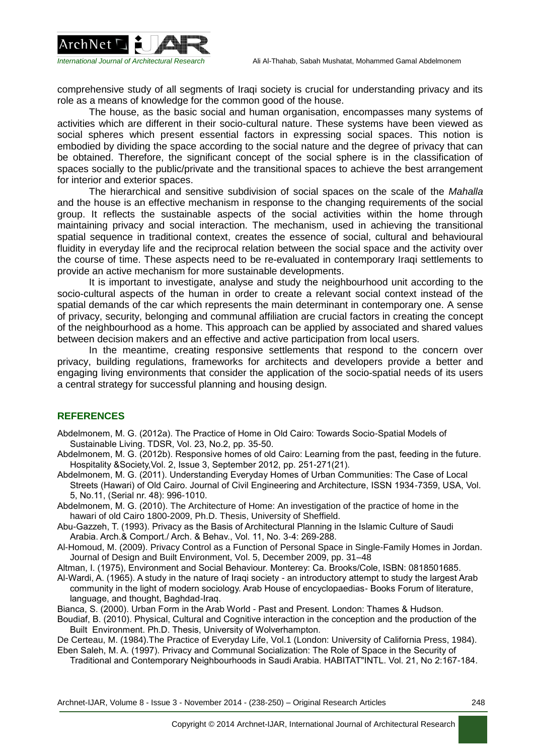comprehensive study of all segments of Iraqi society is crucial for understanding privacy and its role as a means of knowledge for the common good of the house.

The house, as the basic social and human organisation, encompasses many systems of activities which are different in their socio-cultural nature. These systems have been viewed as social spheres which present essential factors in expressing social spaces. This notion is embodied by dividing the space according to the social nature and the degree of privacy that can be obtained. Therefore, the significant concept of the social sphere is in the classification of spaces socially to the public/private and the transitional spaces to achieve the best arrangement for interior and exterior spaces.

The hierarchical and sensitive subdivision of social spaces on the scale of the *Mahalla* and the house is an effective mechanism in response to the changing requirements of the social group. It reflects the sustainable aspects of the social activities within the home through maintaining privacy and social interaction. The mechanism, used in achieving the transitional spatial sequence in traditional context, creates the essence of social, cultural and behavioural fluidity in everyday life and the reciprocal relation between the social space and the activity over the course of time. These aspects need to be re-evaluated in contemporary Iraqi settlements to provide an active mechanism for more sustainable developments.

It is important to investigate, analyse and study the neighbourhood unit according to the socio-cultural aspects of the human in order to create a relevant social context instead of the spatial demands of the car which represents the main determinant in contemporary one. A sense of privacy, security, belonging and communal affiliation are crucial factors in creating the concept of the neighbourhood as a home. This approach can be applied by associated and shared values between decision makers and an effective and active participation from local users.

In the meantime, creating responsive settlements that respond to the concern over privacy, building regulations, frameworks for architects and developers provide a better and engaging living environments that consider the application of the socio-spatial needs of its users a central strategy for successful planning and housing design.

## REFERENCES

Abdelmonem, M. G. (2012a). The Practice of Home in Old Cairo: Towards Socio-Spatial Models of Sustainable Living. TDSR, Vol. 23, No.2, pp. 35-50.

Abdelmonem, M. G. (2012b). Responsive homes of old Cairo: Learning from the past, feeding in the future. Hospitality &Society,Vol. 2, Issue 3, September 2012, pp. 251-271(21).

Abdelmonem, M. G. (2011). Understanding Everyday Homes of Urban Communities: The Case of Local Streets (Hawari) of Old Cairo. Journal of Civil Engineering and Architecture, ISSN 1934-7359, USA, Vol. 5, No.11, (Serial nr. 48): 996-1010.

Abdelmonem, M. G. (2010). The Architecture of Home: An investigation of the practice of home in the hawari of old Cairo 1800-2009, Ph.D. Thesis, University of Sheffield.

Abu-Gazzeh, T. (1993). Privacy as the Basis of Architectural Planning in the Islamic Culture of Saudi Arabia. Arch.& Comport./ Arch. & Behav., Vol. 11, No. 3-4: 269-288.

Al-Homoud, M. (2009). Privacy Control as a Function of Personal Space in Single-Family Homes in Jordan. Journal of Design and Built Environment, Vol. 5, December 2009, pp. 31–48

Altman, I. (1975), Environment and Social Behaviour. Monterey: Ca. Brooks/Cole, ISBN: 0818501685.

Al-Wardi, A. (1965). A study in the nature of Iraqi society - an introductory attempt to study the largest Arab community in the light of modern sociology. Arab House of encyclopaedias- Books Forum of literature, language, and thought, Baghdad-Iraq.

Bianca, S. (2000). Urban Form in the Arab World - Past and Present. London: Thames & Hudson.

Boudiaf, B. (2010). Physical, Cultural and Cognitive interaction in the conception and the production of the Built Environment. Ph.D. Thesis, University of Wolverhampton.

De Certeau, M. (1984).The Practice of Everyday Life, Vol.1 (London: University of California Press, 1984).

Eben Saleh, M. A. (1997). Privacy and Communal Socialization: The Role of Space in the Security of Traditional and Contemporary Neighbourhoods in Saudi Arabia. HABITAT"INTL. Vol. 21, No 2:167-184.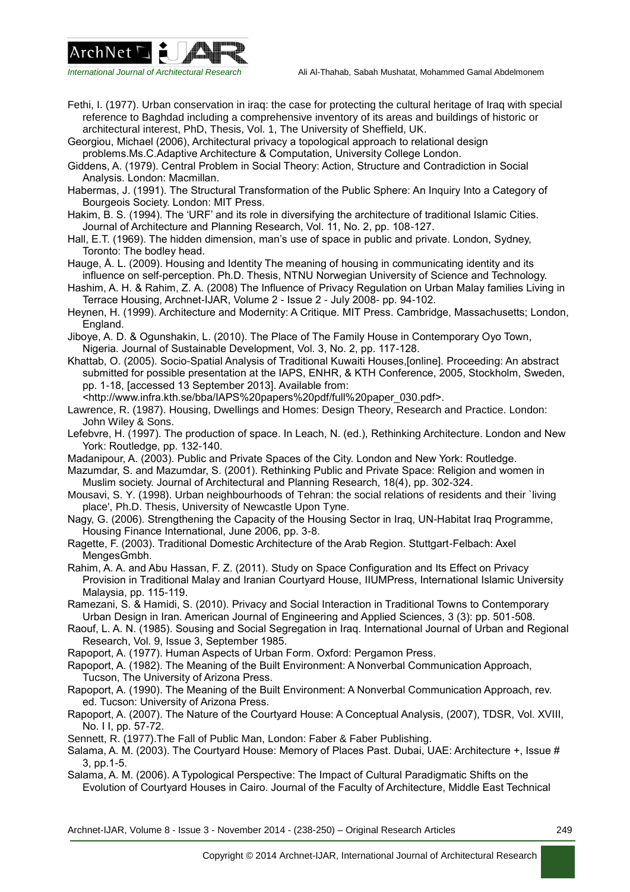Fethi, I. (1977). Urban conservation in iraq: the case for protecting the cultural heritage of Iraq with special reference to Baghdad including a comprehensive inventory of its areas and buildings of historic or architectural interest, PhD, Thesis, Vol. 1, The University of Sheffield, UK.

Georgiou, Michael (2006), Architectural privacy a topological approach to relational design problems.Ms.C.Adaptive Architecture & Computation, University College London.

Giddens, A. (1979). Central Problem in Social Theory: Action, Structure and Contradiction in Social Analysis. London: Macmillan.

Habermas, J. (1991). The Structural Transformation of the Public Sphere: An Inquiry Into a Category of Bourgeois Society. London: MIT Press.

Hakim, B. S. (1994). The 'URF' and its role in diversifying the architecture of traditional Islamic Cities. Journal of Architecture and Planning Research, Vol. 11, No. 2, pp. 108-127.

Hall, E.T. (1969). The hidden dimension, man's use of space in public and private. London, Sydney, Toronto: The bodley head.

Hauge, Å. L. (2009). Housing and Identity The meaning of housing in communicating identity and its influence on self-perception. Ph.D. Thesis, NTNU Norwegian University of Science and Technology.

Hashim, A. H. & Rahim, Z. A. (2008) The Influence of Privacy Regulation on Urban Malay families Living in Terrace Housing, Archnet-IJAR, Volume 2 - Issue 2 - July 2008- pp. 94-102.

Heynen, H. (1999). Architecture and Modernity: A Critique. MIT Press. Cambridge, Massachusetts; London, England.

Jiboye, A. D. & Ogunshakin, L. (2010). The Place of The Family House in Contemporary Oyo Town, Nigeria. Journal of Sustainable Development, Vol. 3, No. 2, pp. 117-128.

Khattab, O. (2005). Socio-Spatial Analysis of Traditional Kuwaiti Houses,[online]. Proceeding: An abstract submitted for possible presentation at the IAPS, ENHR, & KTH Conference, 2005, Stockholm, Sweden, pp. 1-18, [accessed 13 September 2013]. Available from: <http://www.infra.kth.se/bba/IAPS%20papers%20pdf/full%20paper_030.pdf>.

Lawrence, R. (1987). Housing, Dwellings and Homes: Design Theory, Research and Practice. London: John Wiley & Sons.

Lefebvre, H. (1997). The production of space. In Leach, N. (ed.), Rethinking Architecture. London and New York: Routledge, pp. 132-140.

Madanipour, A. (2003). Public and Private Spaces of the City. London and New York: Routledge.

Mazumdar, S. and Mazumdar, S. (2001). Rethinking Public and Private Space: Religion and women in Muslim society. Journal of Architectural and Planning Research, 18(4), pp. 302-324.

Mousavi, S. Y. (1998). Urban neighbourhoods of Tehran: the social relations of residents and their `living place', Ph.D. Thesis, University of Newcastle Upon Tyne.

Nagy, G. (2006). Strengthening the Capacity of the Housing Sector in Iraq, UN-Habitat Iraq Programme, Housing Finance International, June 2006, pp. 3-8.

Ragette, F. (2003). Traditional Domestic Architecture of the Arab Region. Stuttgart-Felbach: Axel MengesGmbh.

Rahim, A. A. and Abu Hassan, F. Z. (2011). Study on Space Configuration and Its Effect on Privacy Provision in Traditional Malay and Iranian Courtyard House, IIUMPress, International Islamic University Malaysia, pp. 115-119.

Ramezani, S. & Hamidi, S. (2010). Privacy and Social Interaction in Traditional Towns to Contemporary Urban Design in Iran. American Journal of Engineering and Applied Sciences, 3 (3): pp. 501-508.

Raouf, L. A. N. (1985). Sousing and Social Segregation in Iraq. International Journal of Urban and Regional Research, Vol. 9, Issue 3, September 1985.

Rapoport, A. (1977). Human Aspects of Urban Form. Oxford: Pergamon Press.

Rapoport, A. (1982). The Meaning of the Built Environment: A Nonverbal Communication Approach, Tucson, The University of Arizona Press.

Rapoport, A. (1990). The Meaning of the Built Environment: A Nonverbal Communication Approach, rev. ed. Tucson: University of Arizona Press.

Rapoport, A. (2007). The Nature of the Courtyard House: A Conceptual Analysis, (2007), TDSR, Vol. XVIII, No. I I, pp. 57-72.

Sennett, R. (1977).The Fall of Public Man, London: Faber & Faber Publishing.

Salama, A. M. (2003). The Courtyard House: Memory of Places Past. Dubai, UAE: Architecture +, Issue # 3, pp.1-5.

Salama, A. M. (2006). A Typological Perspective: The Impact of Cultural Paradigmatic Shifts on the Evolution of Courtyard Houses in Cairo. Journal of the Faculty of Architecture, Middle East Technical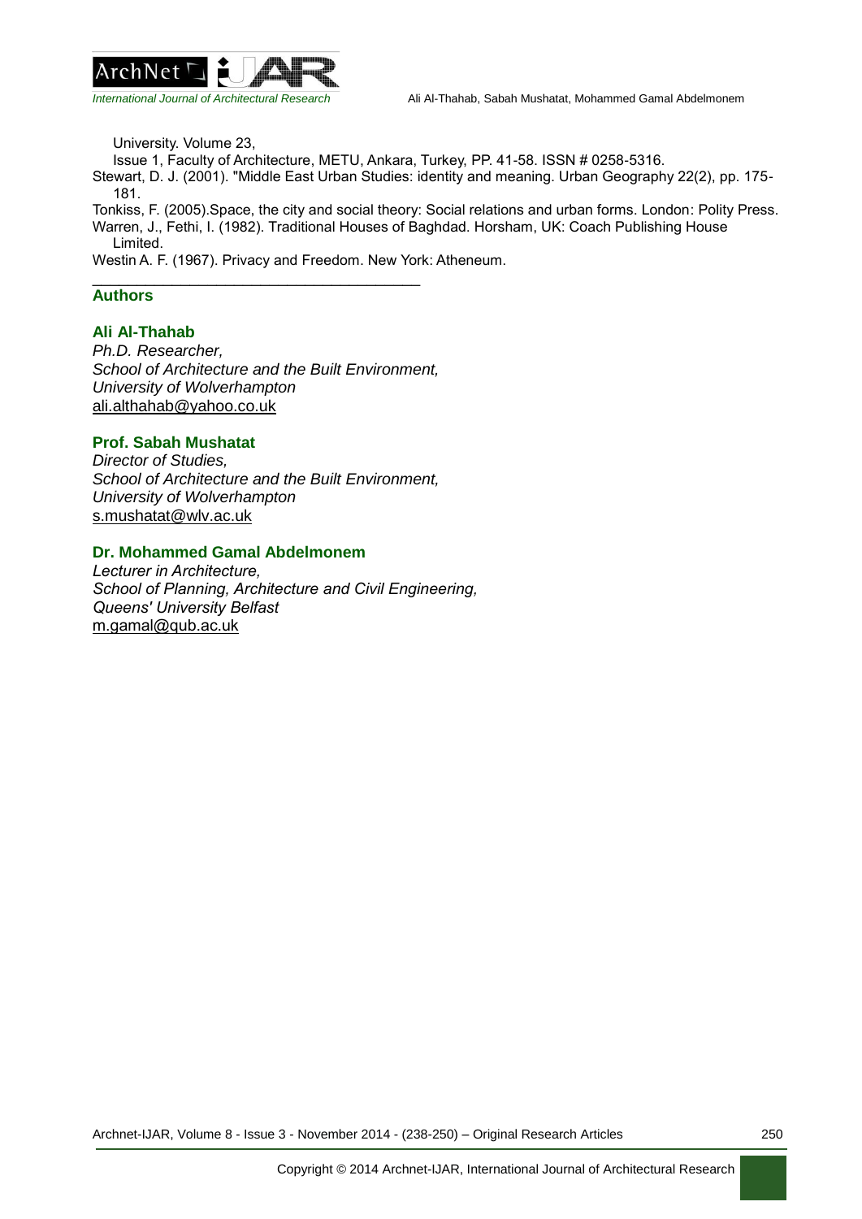University. Volume 23, Issue 1, Faculty of Architecture, METU, Ankara, Turkey, PP. 41-58. ISSN # 0258-5316.

Stewart, D. J. (2001). "Middle East Urban Studies: identity and meaning. Urban Geography 22(2), pp. 175-181.

Tonkiss, F. (2005).Space, the city and social theory: Social relations and urban forms. London: Polity Press.

Warren, J., Fethi, I. (1982). Traditional Houses of Baghdad. Horsham, UK: Coach Publishing House Limited.

Westin A. F. (1967). Privacy and Freedom. New York: Atheneum.

---

## Authors

### Ali Al-Thahab

*Ph.D. Researcher,*
*School of Architecture and the Built Environment,*
*University of Wolverhampton*
ali.althahab@yahoo.co.uk

### Prof. Sabah Mushatat

*Director of Studies,*
*School of Architecture and the Built Environment,*
*University of Wolverhampton*
s.mushatat@wlv.ac.uk

### Dr. Mohammed Gamal Abdelmonem

*Lecturer in Architecture,*
*School of Planning, Architecture and Civil Engineering,*
*Queens' University Belfast*
m.gamal@qub.ac.uk